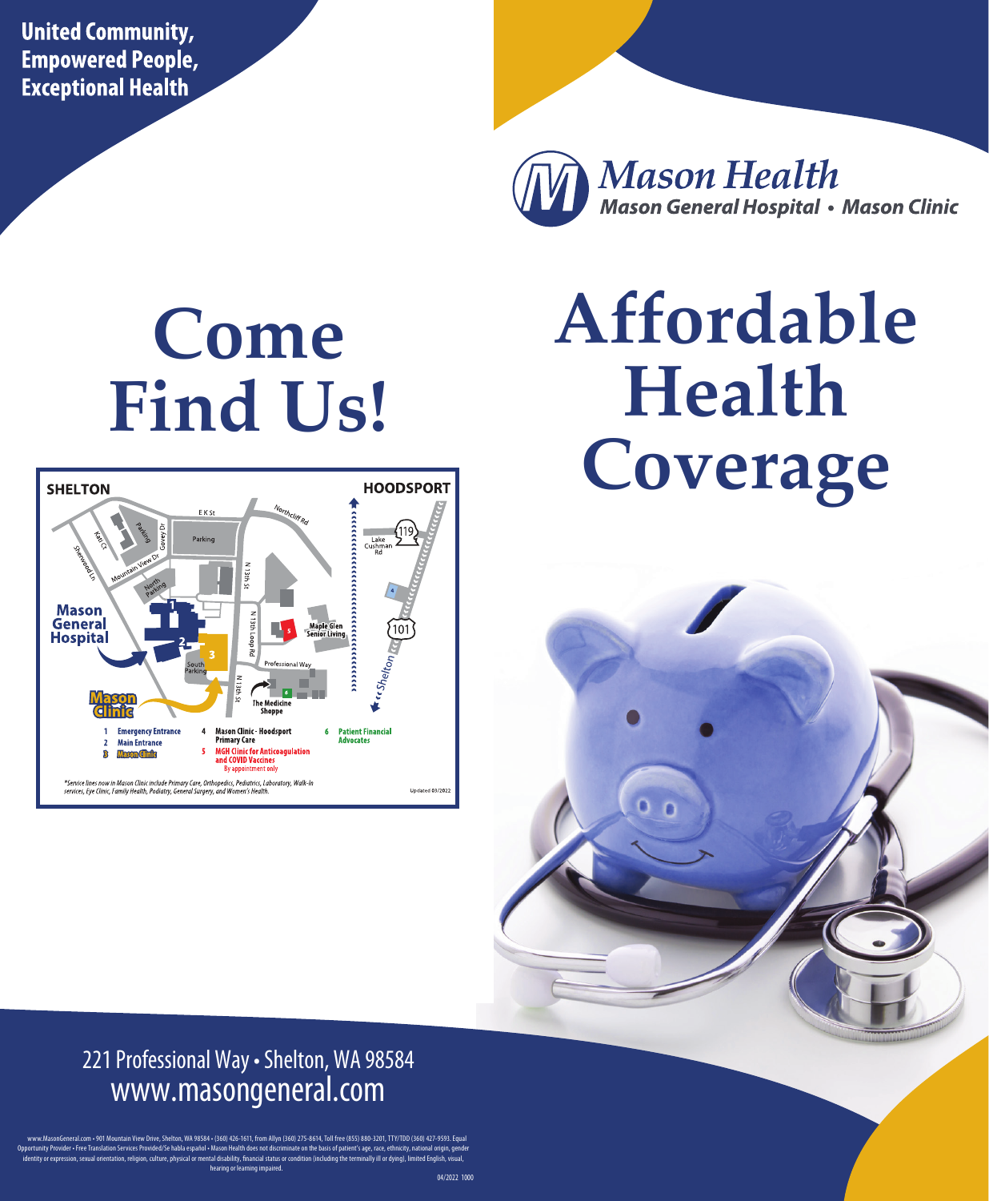United Community,
Empowered People,
Exceptional Health

**Mason Health**
*Mason General Hospital • Mason Clinic*

# Come Find Us!

SHELTON — HOODSPORT

Mason General Hospital

Mason Clinic

1. Emergency Entrance
2. Main Entrance
3. Mason Clinic
4. Mason Clinic - Hoodsport Primary Care
5. MGH Clinic for Anticoagulation and COVID Vaccines — By appointment only
6. Patient Financial Advocates

*\*Service lines now in Mason Clinic include Primary Care, Orthopedics, Pediatrics, Laboratory, Walk-In services, Eye Clinic, Family Health, Podiatry, General Surgery, and Women's Health.*

Updated 03/2022

# Affordable Health Coverage

221 Professional Way • Shelton, WA 98584
www.masongeneral.com

www.MasonGeneral.com • 901 Mountain View Drive, Shelton, WA 98584 • (360) 426-1611, from Allyn (360) 275-8614, Toll free (855) 880-3201, TTY/TDD (360) 427-9593. Equal Opportunity Provider • Free Translation Services Provided/Se habla español • Mason Health does not discriminate on the basis of patient's age, race, ethnicity, national origin, gender identity or expression, sexual orientation, religion, culture, physical or mental disability, financial status or condition (including the terminally ill or dying), limited English, visual, hearing or learning impaired.

04/2022 1000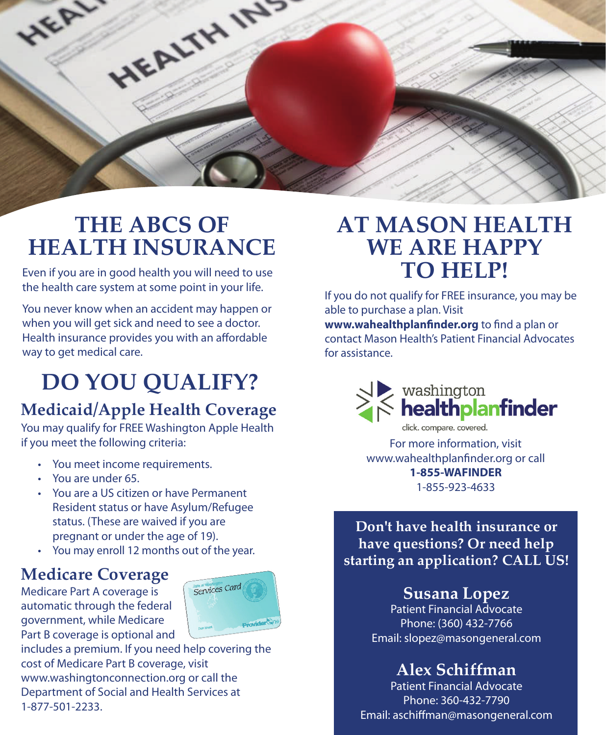# THE ABCS OF HEALTH INSURANCE

Even if you are in good health you will need to use the health care system at some point in your life.

You never know when an accident may happen or when you will get sick and need to see a doctor. Health insurance provides you with an affordable way to get medical care.

# DO YOU QUALIFY?

## Medicaid/Apple Health Coverage

You may qualify for FREE Washington Apple Health if you meet the following criteria:

- You meet income requirements.
- You are under 65.
- You are a US citizen or have Permanent Resident status or have Asylum/Refugee status. (These are waived if you are pregnant or under the age of 19).
- You may enroll 12 months out of the year.

## Medicare Coverage

Medicare Part A coverage is automatic through the federal government, while Medicare Part B coverage is optional and includes a premium. If you need help covering the cost of Medicare Part B coverage, visit www.washingtonconnection.org or call the Department of Social and Health Services at 1-877-501-2233.

# AT MASON HEALTH WE ARE HAPPY TO HELP!

If you do not qualify for FREE insurance, you may be able to purchase a plan. Visit **www.wahealthplanfinder.org** to find a plan or contact Mason Health's Patient Financial Advocates for assistance.

washington **healthplanfinder**

click. compare. covered.

For more information, visit www.wahealthplanfinder.org or call
**1-855-WAFINDER**
1-855-923-4633

**Don't have health insurance or have questions? Or need help starting an application? CALL US!**

### Susana Lopez

Patient Financial Advocate
Phone: (360) 432-7766
Email: slopez@masongeneral.com

### Alex Schiffman

Patient Financial Advocate
Phone: 360-432-7790
Email: aschiffman@masongeneral.com